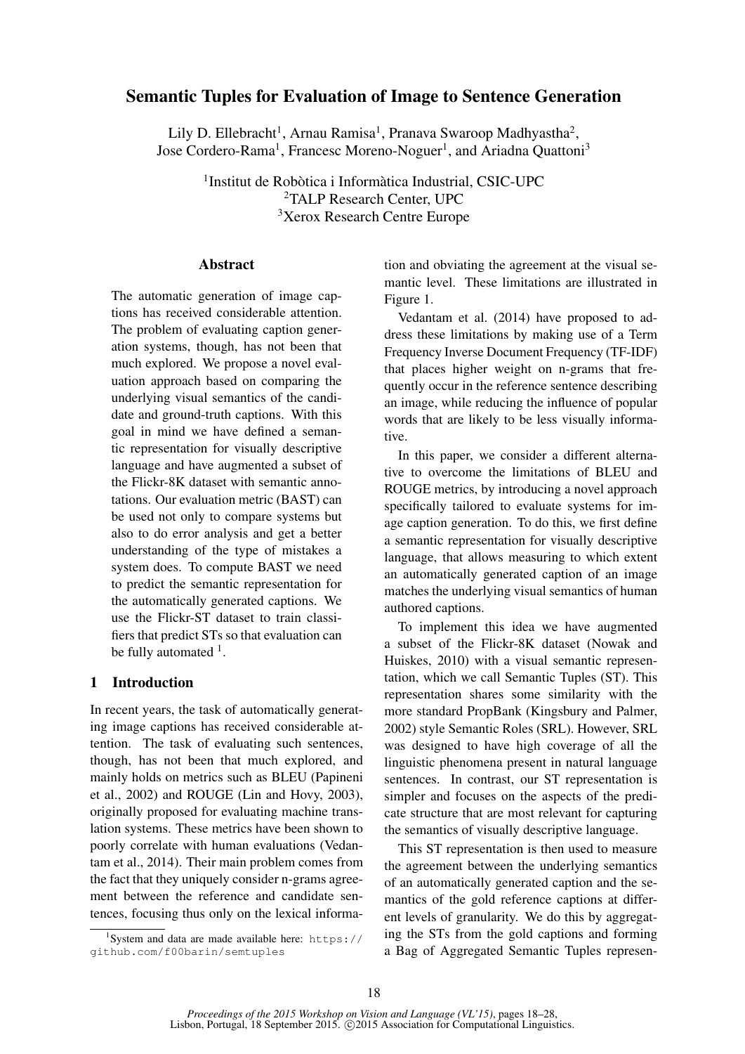# Semantic Tuples for Evaluation of Image to Sentence Generation

Lily D. Ellebracht[1], Arnau Ramisa[1], Pranava Swaroop Madhyastha[2], Jose Cordero-Rama[1], Francesc Moreno-Noguer[1], and Ariadna Quattoni[3]

[1]Institut de Robòtica i Informàtica Industrial, CSIC-UPC
[2]TALP Research Center, UPC
[3]Xerox Research Centre Europe

## Abstract

The automatic generation of image captions has received considerable attention. The problem of evaluating caption generation systems, though, has not been that much explored. We propose a novel evaluation approach based on comparing the underlying visual semantics of the candidate and ground-truth captions. With this goal in mind we have defined a semantic representation for visually descriptive language and have augmented a subset of the Flickr-8K dataset with semantic annotations. Our evaluation metric (BAST) can be used not only to compare systems but also to do error analysis and get a better understanding of the type of mistakes a system does. To compute BAST we need to predict the semantic representation for the automatically generated captions. We use the Flickr-ST dataset to train classifiers that predict STs so that evaluation can be fully automated [1].

## 1 Introduction

In recent years, the task of automatically generating image captions has received considerable attention. The task of evaluating such sentences, though, has not been that much explored, and mainly holds on metrics such as BLEU (Papineni et al., 2002) and ROUGE (Lin and Hovy, 2003), originally proposed for evaluating machine translation systems. These metrics have been shown to poorly correlate with human evaluations (Vedantam et al., 2014). Their main problem comes from the fact that they uniquely consider n-grams agreement between the reference and candidate sentences, focusing thus only on the lexical information and obviating the agreement at the visual semantic level. These limitations are illustrated in Figure 1.

Vedantam et al. (2014) have proposed to address these limitations by making use of a Term Frequency Inverse Document Frequency (TF-IDF) that places higher weight on n-grams that frequently occur in the reference sentence describing an image, while reducing the influence of popular words that are likely to be less visually informative.

In this paper, we consider a different alternative to overcome the limitations of BLEU and ROUGE metrics, by introducing a novel approach specifically tailored to evaluate systems for image caption generation. To do this, we first define a semantic representation for visually descriptive language, that allows measuring to which extent an automatically generated caption of an image matches the underlying visual semantics of human authored captions.

To implement this idea we have augmented a subset of the Flickr-8K dataset (Nowak and Huiskes, 2010) with a visual semantic representation, which we call Semantic Tuples (ST). This representation shares some similarity with the more standard PropBank (Kingsbury and Palmer, 2002) style Semantic Roles (SRL). However, SRL was designed to have high coverage of all the linguistic phenomena present in natural language sentences. In contrast, our ST representation is simpler and focuses on the aspects of the predicate structure that are most relevant for capturing the semantics of visually descriptive language.

This ST representation is then used to measure the agreement between the underlying semantics of an automatically generated caption and the semantics of the gold reference captions at different levels of granularity. We do this by aggregating the STs from the gold captions and forming a Bag of Aggregated Semantic Tuples represen-

[1]System and data are made available here: https://github.com/f00barin/semtuples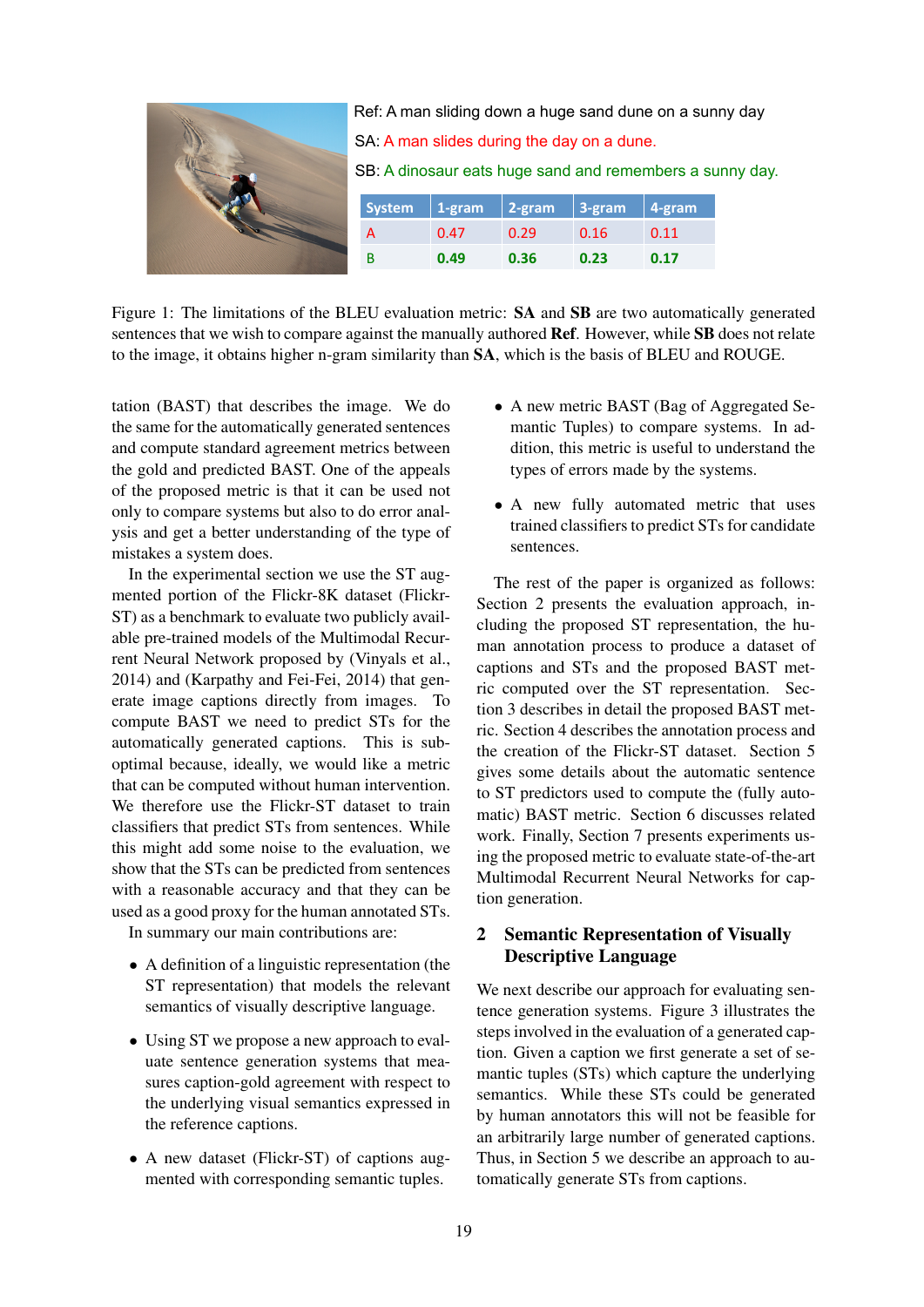Ref: A man sliding down a huge sand dune on a sunny day

SA: A man slides during the day on a dune.

SB: A dinosaur eats huge sand and remembers a sunny day.

| System | 1-gram | 2-gram | 3-gram | 4-gram |
|---|---|---|---|---|
| A | 0.47 | 0.29 | 0.16 | 0.11 |
| B | **0.49** | **0.36** | **0.23** | **0.17** |

Figure 1: The limitations of the BLEU evaluation metric: **SA** and **SB** are two automatically generated sentences that we wish to compare against the manually authored **Ref**. However, while **SB** does not relate to the image, it obtains higher n-gram similarity than **SA**, which is the basis of BLEU and ROUGE.

tation (BAST) that describes the image. We do the same for the automatically generated sentences and compute standard agreement metrics between the gold and predicted BAST. One of the appeals of the proposed metric is that it can be used not only to compare systems but also to do error analysis and get a better understanding of the type of mistakes a system does.

In the experimental section we use the ST augmented portion of the Flickr-8K dataset (Flickr-ST) as a benchmark to evaluate two publicly available pre-trained models of the Multimodal Recurrent Neural Network proposed by (Vinyals et al., 2014) and (Karpathy and Fei-Fei, 2014) that generate image captions directly from images. To compute BAST we need to predict STs for the automatically generated captions. This is suboptimal because, ideally, we would like a metric that can be computed without human intervention. We therefore use the Flickr-ST dataset to train classifiers that predict STs from sentences. While this might add some noise to the evaluation, we show that the STs can be predicted from sentences with a reasonable accuracy and that they can be used as a good proxy for the human annotated STs.

In summary our main contributions are:

- A definition of a linguistic representation (the ST representation) that models the relevant semantics of visually descriptive language.
- Using ST we propose a new approach to evaluate sentence generation systems that measures caption-gold agreement with respect to the underlying visual semantics expressed in the reference captions.
- A new dataset (Flickr-ST) of captions augmented with corresponding semantic tuples.
- A new metric BAST (Bag of Aggregated Semantic Tuples) to compare systems. In addition, this metric is useful to understand the types of errors made by the systems.
- A new fully automated metric that uses trained classifiers to predict STs for candidate sentences.

The rest of the paper is organized as follows: Section 2 presents the evaluation approach, including the proposed ST representation, the human annotation process to produce a dataset of captions and STs and the proposed BAST metric computed over the ST representation. Section 3 describes in detail the proposed BAST metric. Section 4 describes the annotation process and the creation of the Flickr-ST dataset. Section 5 gives some details about the automatic sentence to ST predictors used to compute the (fully automatic) BAST metric. Section 6 discusses related work. Finally, Section 7 presents experiments using the proposed metric to evaluate state-of-the-art Multimodal Recurrent Neural Networks for caption generation.

## 2 Semantic Representation of Visually Descriptive Language

We next describe our approach for evaluating sentence generation systems. Figure 3 illustrates the steps involved in the evaluation of a generated caption. Given a caption we first generate a set of semantic tuples (STs) which capture the underlying semantics. While these STs could be generated by human annotators this will not be feasible for an arbitrarily large number of generated captions. Thus, in Section 5 we describe an approach to automatically generate STs from captions.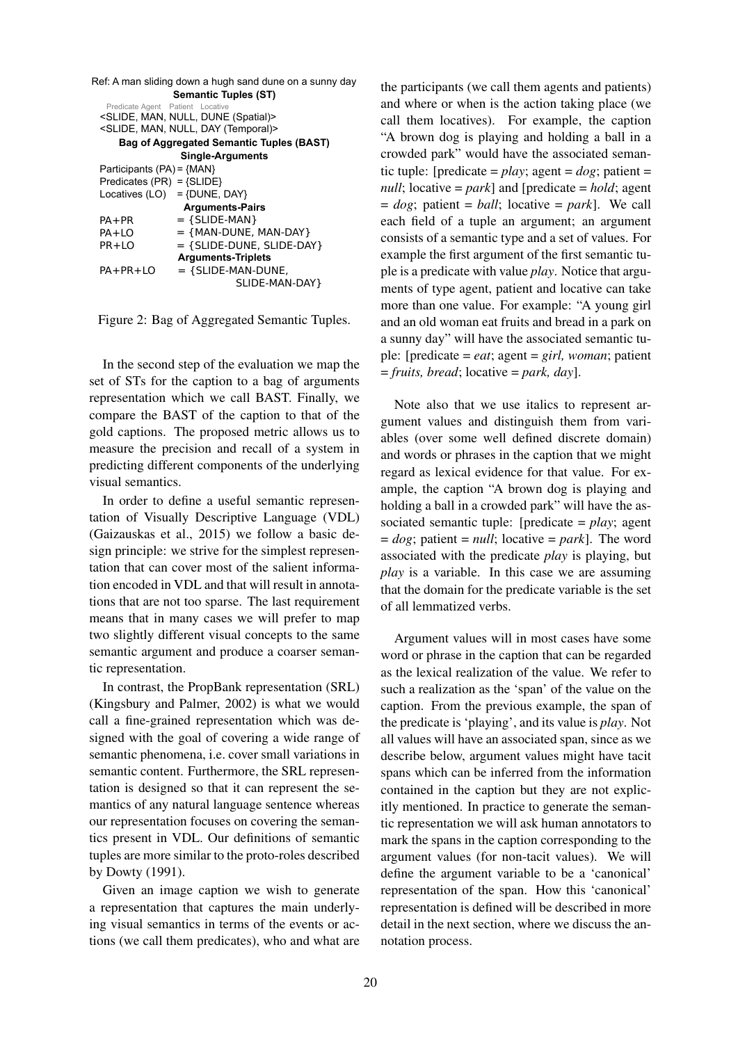Ref: A man sliding down a hugh sand dune on a sunny day

**Semantic Tuples (ST)**

Predicate Agent Patient Locative

<SLIDE, MAN, NULL, DUNE (Spatial)>
<SLIDE, MAN, NULL, DAY (Temporal)>

**Bag of Aggregated Semantic Tuples (BAST)**

**Single-Arguments**

Participants (PA) = {MAN}
Predicates (PR) = {SLIDE}
Locatives (LO) = {DUNE, DAY}

**Arguments-Pairs**

PA+PR = {SLIDE-MAN}
PA+LO = {MAN-DUNE, MAN-DAY}
PR+LO = {SLIDE-DUNE, SLIDE-DAY}

**Arguments-Triplets**

PA+PR+LO = {SLIDE-MAN-DUNE, SLIDE-MAN-DAY}

Figure 2: Bag of Aggregated Semantic Tuples.

In the second step of the evaluation we map the set of STs for the caption to a bag of arguments representation which we call BAST. Finally, we compare the BAST of the caption to that of the gold captions. The proposed metric allows us to measure the precision and recall of a system in predicting different components of the underlying visual semantics.

In order to define a useful semantic representation of Visually Descriptive Language (VDL) (Gaizauskas et al., 2015) we follow a basic design principle: we strive for the simplest representation that can cover most of the salient information encoded in VDL and that will result in annotations that are not too sparse. The last requirement means that in many cases we will prefer to map two slightly different visual concepts to the same semantic argument and produce a coarser semantic representation.

In contrast, the PropBank representation (SRL) (Kingsbury and Palmer, 2002) is what we would call a fine-grained representation which was designed with the goal of covering a wide range of semantic phenomena, i.e. cover small variations in semantic content. Furthermore, the SRL representation is designed so that it can represent the semantics of any natural language sentence whereas our representation focuses on covering the semantics present in VDL. Our definitions of semantic tuples are more similar to the proto-roles described by Dowty (1991).

Given an image caption we wish to generate a representation that captures the main underlying visual semantics in terms of the events or actions (we call them predicates), who and what are the participants (we call them agents and patients) and where or when is the action taking place (we call them locatives). For example, the caption "A brown dog is playing and holding a ball in a crowded park" would have the associated semantic tuple: [predicate = *play*; agent = *dog*; patient = *null*; locative = *park*] and [predicate = *hold*; agent = *dog*; patient = *ball*; locative = *park*]. We call each field of a tuple an argument; an argument consists of a semantic type and a set of values. For example the first argument of the first semantic tuple is a predicate with value *play*. Notice that arguments of type agent, patient and locative can take more than one value. For example: "A young girl and an old woman eat fruits and bread in a park on a sunny day" will have the associated semantic tuple: [predicate = *eat*; agent = *girl, woman*; patient = *fruits, bread*; locative = *park, day*].

Note also that we use italics to represent argument values and distinguish them from variables (over some well defined discrete domain) and words or phrases in the caption that we might regard as lexical evidence for that value. For example, the caption "A brown dog is playing and holding a ball in a crowded park" will have the associated semantic tuple: [predicate = *play*; agent = *dog*; patient = *null*; locative = *park*]. The word associated with the predicate *play* is playing, but *play* is a variable. In this case we are assuming that the domain for the predicate variable is the set of all lemmatized verbs.

Argument values will in most cases have some word or phrase in the caption that can be regarded as the lexical realization of the value. We refer to such a realization as the 'span' of the value on the caption. From the previous example, the span of the predicate is 'playing', and its value is *play*. Not all values will have an associated span, since as we describe below, argument values might have tacit spans which can be inferred from the information contained in the caption but they are not explicitly mentioned. In practice to generate the semantic representation we will ask human annotators to mark the spans in the caption corresponding to the argument values (for non-tacit values). We will define the argument variable to be a 'canonical' representation of the span. How this 'canonical' representation is defined will be described in more detail in the next section, where we discuss the annotation process.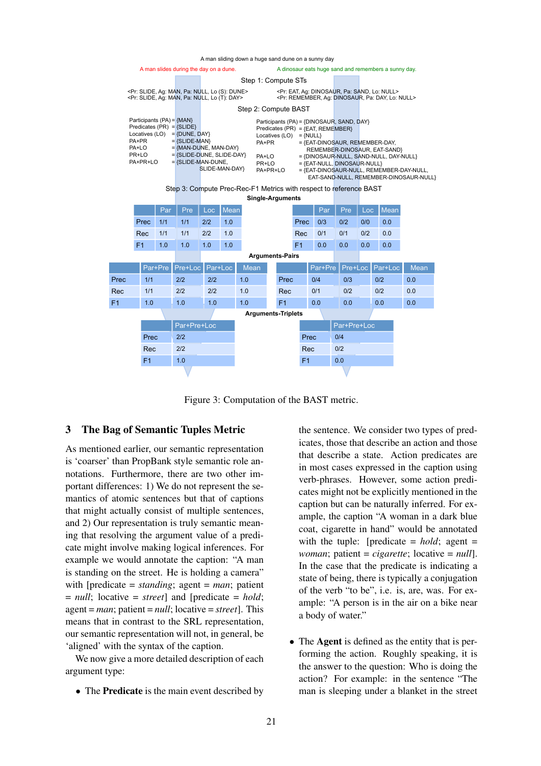A man sliding down a huge sand dune on a sunny day

A man slides during the day on a dune.

A dinosaur eats huge sand and remembers a sunny day.

Step 1: Compute STs

<Pr: SLIDE, Ag: MAN, Pa: NULL, Lo (S): DUNE>
<Pr: SLIDE, Ag: MAN, Pa: NULL, Lo (T): DAY>

<Pr: EAT, Ag: DINOSAUR, Pa: SAND, Lo: NULL>
<Pr: REMEMBER, Ag: DINOSAUR, Pa: DAY, Lo: NULL>

Step 2: Compute BAST

Participants (PA) = {MAN}
Predicates (PR) = {SLIDE}
Locatives (LO) = {DUNE, DAY}
PA+PR = {SLIDE-MAN}
PA+LO = {MAN-DUNE, MAN-DAY}
PR+LO = {SLIDE-DUNE, SLIDE-DAY}
PA+PR+LO = {SLIDE-MAN-DUNE, SLIDE-MAN-DAY}

Participants (PA) = {DINOSAUR, SAND, DAY}
Predicates (PR) = {EAT, REMEMBER}
Locatives (LO) = {NULL}
PA+PR = {EAT-DINOSAUR, REMEMBER-DAY, REMEMBER-DINOSAUR, EAT-SAND}
PA+LO = {DINOSAUR-NULL, SAND-NULL, DAY-NULL}
PR+LO = {EAT-NULL, DINOSAUR-NULL}
PA+PR+LO = {EAT-DINOSAUR-NULL, REMEMBER-DAY-NULL, EAT-SAND-NULL, REMEMBER-DINOSAUR-NULL}

Step 3: Compute Prec-Rec-F1 Metrics with respect to reference BAST

**Single-Arguments**

| | Par | Pre | Loc | Mean |
|---|---|---|---|---|
| Prec | 1/1 | 1/1 | 2/2 | 1.0 |
| Rec | 1/1 | 1/1 | 2/2 | 1.0 |
| F1 | 1.0 | 1.0 | 1.0 | 1.0 |

| | Par | Pre | Loc | Mean |
|---|---|---|---|---|
| Prec | 0/3 | 0/2 | 0/0 | 0.0 |
| Rec | 0/1 | 0/1 | 0/2 | 0.0 |
| F1 | 0.0 | 0.0 | 0.0 | 0.0 |

**Arguments-Pairs**

| | Par+Pre | Pre+Loc | Par+Loc | Mean |
|---|---|---|---|---|
| Prec | 1/1 | 2/2 | 2/2 | 1.0 |
| Rec | 1/1 | 2/2 | 2/2 | 1.0 |
| F1 | 1.0 | 1.0 | 1.0 | 1.0 |

| | Par+Pre | Pre+Loc | Par+Loc | Mean |
|---|---|---|---|---|
| Prec | 0/4 | 0/3 | 0/2 | 0.0 |
| Rec | 0/1 | 0/2 | 0/2 | 0.0 |
| F1 | 0.0 | 0.0 | 0.0 | 0.0 |

**Arguments-Triplets**

| | Par+Pre+Loc |
|---|---|
| Prec | 2/2 |
| Rec | 2/2 |
| F1 | 1.0 |

| | Par+Pre+Loc |
|---|---|
| Prec | 0/4 |
| Rec | 0/2 |
| F1 | 0.0 |

Figure 3: Computation of the BAST metric.

## 3 The Bag of Semantic Tuples Metric

As mentioned earlier, our semantic representation is 'coarser' than PropBank style semantic role annotations. Furthermore, there are two other important differences: 1) We do not represent the semantics of atomic sentences but that of captions that might actually consist of multiple sentences, and 2) Our representation is truly semantic meaning that resolving the argument value of a predicate might involve making logical inferences. For example we would annotate the caption: "A man is standing on the street. He is holding a camera" with [predicate = *standing*; agent = *man*; patient = *null*; locative = *street*] and [predicate = *hold*; agent = *man*; patient = *null*; locative = *street*]. This means that in contrast to the SRL representation, our semantic representation will not, in general, be 'aligned' with the syntax of the caption.

We now give a more detailed description of each argument type:

- The **Predicate** is the main event described by the sentence. We consider two types of predicates, those that describe an action and those that describe a state. Action predicates are in most cases expressed in the caption using verb-phrases. However, some action predicates might not be explicitly mentioned in the caption but can be naturally inferred. For example, the caption "A woman in a dark blue coat, cigarette in hand" would be annotated with the tuple: [predicate = *hold*; agent = *woman*; patient = *cigarette*; locative = *null*]. In the case that the predicate is indicating a state of being, there is typically a conjugation of the verb "to be", i.e. is, are, was. For example: "A person is in the air on a bike near a body of water."

- The **Agent** is defined as the entity that is performing the action. Roughly speaking, it is the answer to the question: Who is doing the action? For example: in the sentence "The man is sleeping under a blanket in the street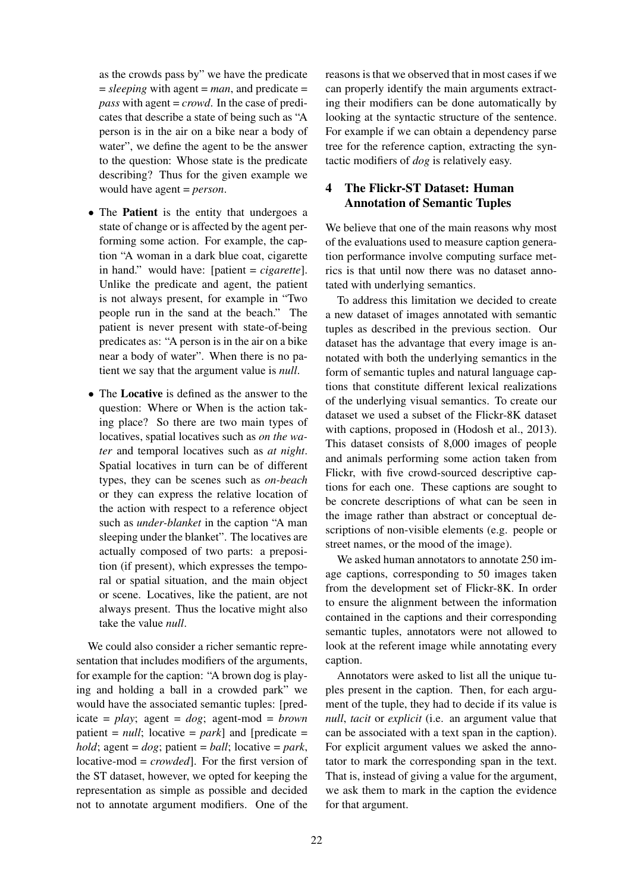as the crowds pass by" we have the predicate = *sleeping* with agent = *man*, and predicate = *pass* with agent = *crowd*. In the case of predicates that describe a state of being such as "A person is in the air on a bike near a body of water", we define the agent to be the answer to the question: Whose state is the predicate describing? Thus for the given example we would have agent = *person*.

- The **Patient** is the entity that undergoes a state of change or is affected by the agent performing some action. For example, the caption "A woman in a dark blue coat, cigarette in hand." would have: [patient = *cigarette*]. Unlike the predicate and agent, the patient is not always present, for example in "Two people run in the sand at the beach." The patient is never present with state-of-being predicates as: "A person is in the air on a bike near a body of water". When there is no patient we say that the argument value is *null*.

- The **Locative** is defined as the answer to the question: Where or When is the action taking place? So there are two main types of locatives, spatial locatives such as *on the water* and temporal locatives such as *at night*. Spatial locatives in turn can be of different types, they can be scenes such as *on-beach* or they can express the relative location of the action with respect to a reference object such as *under-blanket* in the caption "A man sleeping under the blanket". The locatives are actually composed of two parts: a preposition (if present), which expresses the temporal or spatial situation, and the main object or scene. Locatives, like the patient, are not always present. Thus the locative might also take the value *null*.

We could also consider a richer semantic representation that includes modifiers of the arguments, for example for the caption: "A brown dog is playing and holding a ball in a crowded park" we would have the associated semantic tuples: [predicate = *play*; agent = *dog*; agent-mod = *brown* patient = *null*; locative = *park*] and [predicate = *hold*; agent = *dog*; patient = *ball*; locative = *park*, locative-mod = *crowded*]. For the first version of the ST dataset, however, we opted for keeping the representation as simple as possible and decided not to annotate argument modifiers. One of the reasons is that we observed that in most cases if we can properly identify the main arguments extracting their modifiers can be done automatically by looking at the syntactic structure of the sentence. For example if we can obtain a dependency parse tree for the reference caption, extracting the syntactic modifiers of *dog* is relatively easy.

## 4 The Flickr-ST Dataset: Human Annotation of Semantic Tuples

We believe that one of the main reasons why most of the evaluations used to measure caption generation performance involve computing surface metrics is that until now there was no dataset annotated with underlying semantics.

To address this limitation we decided to create a new dataset of images annotated with semantic tuples as described in the previous section. Our dataset has the advantage that every image is annotated with both the underlying semantics in the form of semantic tuples and natural language captions that constitute different lexical realizations of the underlying visual semantics. To create our dataset we used a subset of the Flickr-8K dataset with captions, proposed in (Hodosh et al., 2013). This dataset consists of 8,000 images of people and animals performing some action taken from Flickr, with five crowd-sourced descriptive captions for each one. These captions are sought to be concrete descriptions of what can be seen in the image rather than abstract or conceptual descriptions of non-visible elements (e.g. people or street names, or the mood of the image).

We asked human annotators to annotate 250 image captions, corresponding to 50 images taken from the development set of Flickr-8K. In order to ensure the alignment between the information contained in the captions and their corresponding semantic tuples, annotators were not allowed to look at the referent image while annotating every caption.

Annotators were asked to list all the unique tuples present in the caption. Then, for each argument of the tuple, they had to decide if its value is *null*, *tacit* or *explicit* (i.e. an argument value that can be associated with a text span in the caption). For explicit argument values we asked the annotator to mark the corresponding span in the text. That is, instead of giving a value for the argument, we ask them to mark in the caption the evidence for that argument.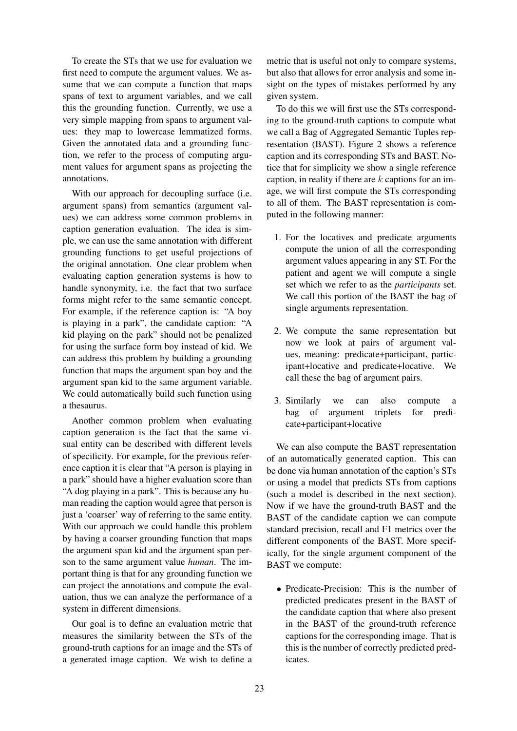To create the STs that we use for evaluation we first need to compute the argument values. We assume that we can compute a function that maps spans of text to argument variables, and we call this the grounding function. Currently, we use a very simple mapping from spans to argument values: they map to lowercase lemmatized forms. Given the annotated data and a grounding function, we refer to the process of computing argument values for argument spans as projecting the annotations.

With our approach for decoupling surface (i.e. argument spans) from semantics (argument values) we can address some common problems in caption generation evaluation. The idea is simple, we can use the same annotation with different grounding functions to get useful projections of the original annotation. One clear problem when evaluating caption generation systems is how to handle synonymity, i.e. the fact that two surface forms might refer to the same semantic concept. For example, if the reference caption is: "A boy is playing in a park", the candidate caption: "A kid playing on the park" should not be penalized for using the surface form boy instead of kid. We can address this problem by building a grounding function that maps the argument span boy and the argument span kid to the same argument variable. We could automatically build such function using a thesaurus.

Another common problem when evaluating caption generation is the fact that the same visual entity can be described with different levels of specificity. For example, for the previous reference caption it is clear that "A person is playing in a park" should have a higher evaluation score than "A dog playing in a park". This is because any human reading the caption would agree that person is just a 'coarser' way of referring to the same entity. With our approach we could handle this problem by having a coarser grounding function that maps the argument span kid and the argument span person to the same argument value *human*. The important thing is that for any grounding function we can project the annotations and compute the evaluation, thus we can analyze the performance of a system in different dimensions.

Our goal is to define an evaluation metric that measures the similarity between the STs of the ground-truth captions for an image and the STs of a generated image caption. We wish to define a metric that is useful not only to compare systems, but also that allows for error analysis and some insight on the types of mistakes performed by any given system.

To do this we will first use the STs corresponding to the ground-truth captions to compute what we call a Bag of Aggregated Semantic Tuples representation (BAST). Figure 2 shows a reference caption and its corresponding STs and BAST. Notice that for simplicity we show a single reference caption, in reality if there are $k$ captions for an image, we will first compute the STs corresponding to all of them. The BAST representation is computed in the following manner:

1. For the locatives and predicate arguments compute the union of all the corresponding argument values appearing in any ST. For the patient and agent we will compute a single set which we refer to as the *participants* set. We call this portion of the BAST the bag of single arguments representation.

2. We compute the same representation but now we look at pairs of argument values, meaning: predicate+participant, participant+locative and predicate+locative. We call these the bag of argument pairs.

3. Similarly we can also compute a bag of argument triplets for predicate+participant+locative

We can also compute the BAST representation of an automatically generated caption. This can be done via human annotation of the caption's STs or using a model that predicts STs from captions (such a model is described in the next section). Now if we have the ground-truth BAST and the BAST of the candidate caption we can compute standard precision, recall and F1 metrics over the different components of the BAST. More specifically, for the single argument component of the BAST we compute:

- Predicate-Precision: This is the number of predicted predicates present in the BAST of the candidate caption that where also present in the BAST of the ground-truth reference captions for the corresponding image. That is this is the number of correctly predicted predicates.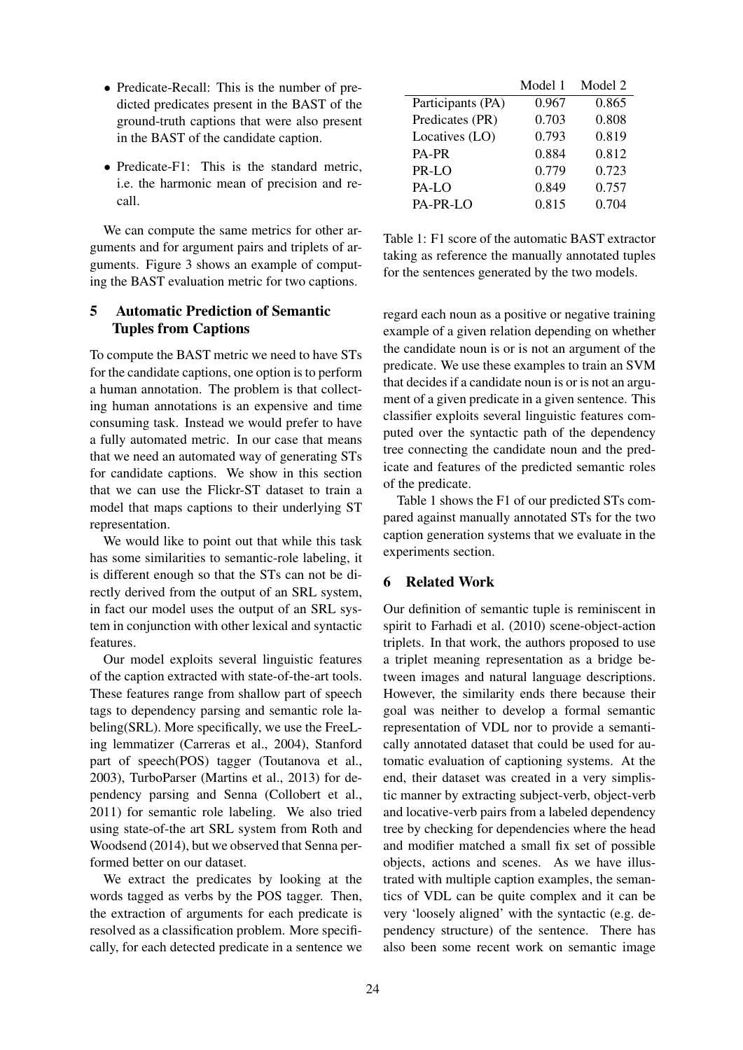- Predicate-Recall: This is the number of predicted predicates present in the BAST of the ground-truth captions that were also present in the BAST of the candidate caption.

- Predicate-F1: This is the standard metric, i.e. the harmonic mean of precision and recall.

We can compute the same metrics for other arguments and for argument pairs and triplets of arguments. Figure 3 shows an example of computing the BAST evaluation metric for two captions.

## 5 Automatic Prediction of Semantic Tuples from Captions

To compute the BAST metric we need to have STs for the candidate captions, one option is to perform a human annotation. The problem is that collecting human annotations is an expensive and time consuming task. Instead we would prefer to have a fully automated metric. In our case that means that we need an automated way of generating STs for candidate captions. We show in this section that we can use the Flickr-ST dataset to train a model that maps captions to their underlying ST representation.

We would like to point out that while this task has some similarities to semantic-role labeling, it is different enough so that the STs can not be directly derived from the output of an SRL system, in fact our model uses the output of an SRL system in conjunction with other lexical and syntactic features.

Our model exploits several linguistic features of the caption extracted with state-of-the-art tools. These features range from shallow part of speech tags to dependency parsing and semantic role labeling(SRL). More specifically, we use the FreeLing lemmatizer (Carreras et al., 2004), Stanford part of speech(POS) tagger (Toutanova et al., 2003), TurboParser (Martins et al., 2013) for dependency parsing and Senna (Collobert et al., 2011) for semantic role labeling. We also tried using state-of-the art SRL system from Roth and Woodsend (2014), but we observed that Senna performed better on our dataset.

We extract the predicates by looking at the words tagged as verbs by the POS tagger. Then, the extraction of arguments for each predicate is resolved as a classification problem. More specifically, for each detected predicate in a sentence we regard each noun as a positive or negative training example of a given relation depending on whether the candidate noun is or is not an argument of the predicate. We use these examples to train an SVM that decides if a candidate noun is or is not an argument of a given predicate in a given sentence. This classifier exploits several linguistic features computed over the syntactic path of the dependency tree connecting the candidate noun and the predicate and features of the predicted semantic roles of the predicate.

|  | Model 1 | Model 2 |
|---|---|---|
| Participants (PA) | 0.967 | 0.865 |
| Predicates (PR) | 0.703 | 0.808 |
| Locatives (LO) | 0.793 | 0.819 |
| PA-PR | 0.884 | 0.812 |
| PR-LO | 0.779 | 0.723 |
| PA-LO | 0.849 | 0.757 |
| PA-PR-LO | 0.815 | 0.704 |

Table 1: F1 score of the automatic BAST extractor taking as reference the manually annotated tuples for the sentences generated by the two models.

Table 1 shows the F1 of our predicted STs compared against manually annotated STs for the two caption generation systems that we evaluate in the experiments section.

## 6 Related Work

Our definition of semantic tuple is reminiscent in spirit to Farhadi et al. (2010) scene-object-action triplets. In that work, the authors proposed to use a triplet meaning representation as a bridge between images and natural language descriptions. However, the similarity ends there because their goal was neither to develop a formal semantic representation of VDL nor to provide a semantically annotated dataset that could be used for automatic evaluation of captioning systems. At the end, their dataset was created in a very simplistic manner by extracting subject-verb, object-verb and locative-verb pairs from a labeled dependency tree by checking for dependencies where the head and modifier matched a small fix set of possible objects, actions and scenes. As we have illustrated with multiple caption examples, the semantics of VDL can be quite complex and it can be very 'loosely aligned' with the syntactic (e.g. dependency structure) of the sentence. There has also been some recent work on semantic image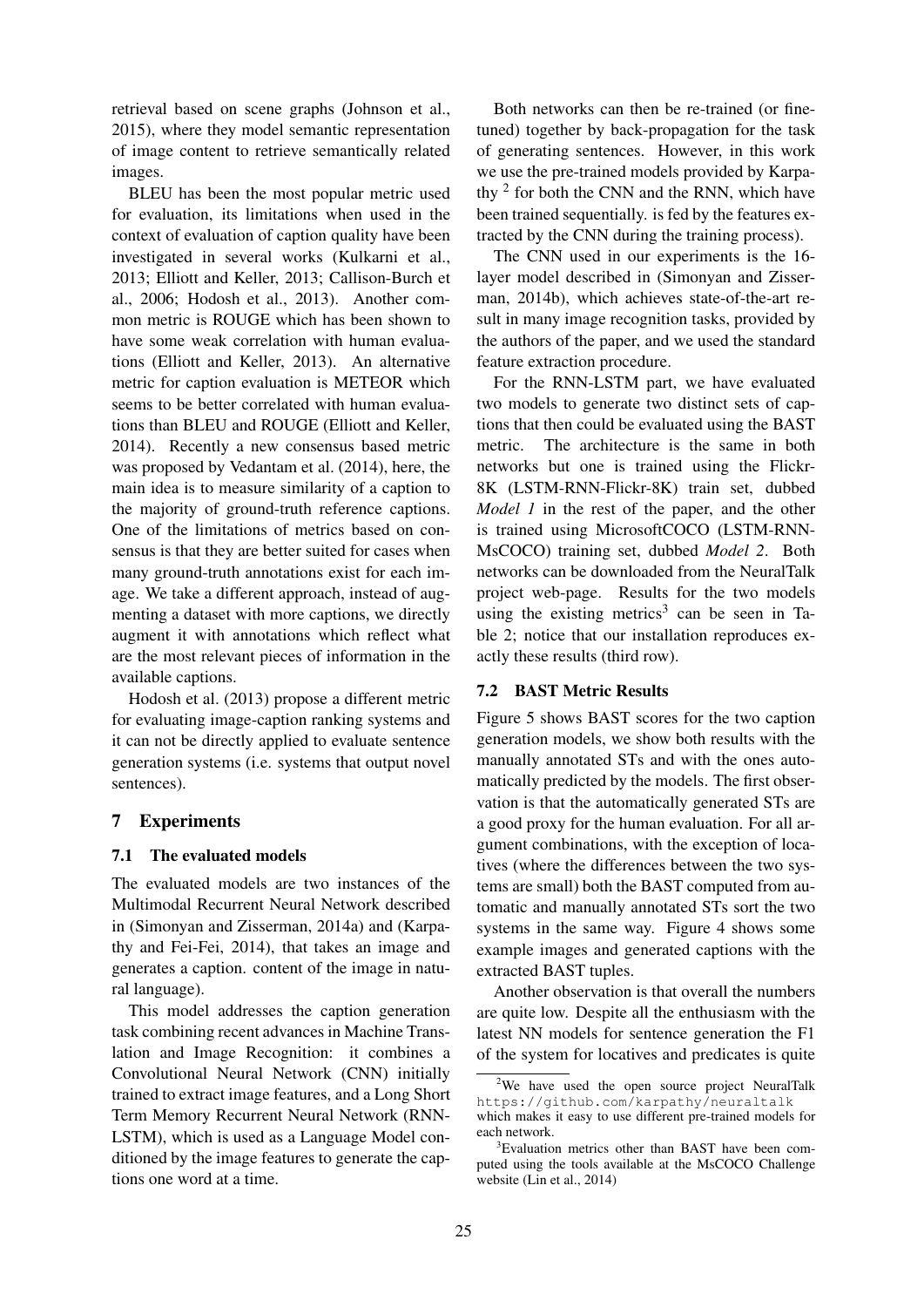retrieval based on scene graphs (Johnson et al., 2015), where they model semantic representation of image content to retrieve semantically related images.

BLEU has been the most popular metric used for evaluation, its limitations when used in the context of evaluation of caption quality have been investigated in several works (Kulkarni et al., 2013; Elliott and Keller, 2013; Callison-Burch et al., 2006; Hodosh et al., 2013). Another common metric is ROUGE which has been shown to have some weak correlation with human evaluations (Elliott and Keller, 2013). An alternative metric for caption evaluation is METEOR which seems to be better correlated with human evaluations than BLEU and ROUGE (Elliott and Keller, 2014). Recently a new consensus based metric was proposed by Vedantam et al. (2014), here, the main idea is to measure similarity of a caption to the majority of ground-truth reference captions. One of the limitations of metrics based on consensus is that they are better suited for cases when many ground-truth annotations exist for each image. We take a different approach, instead of augmenting a dataset with more captions, we directly augment it with annotations which reflect what are the most relevant pieces of information in the available captions.

Hodosh et al. (2013) propose a different metric for evaluating image-caption ranking systems and it can not be directly applied to evaluate sentence generation systems (i.e. systems that output novel sentences).

# 7 Experiments

## 7.1 The evaluated models

The evaluated models are two instances of the Multimodal Recurrent Neural Network described in (Simonyan and Zisserman, 2014a) and (Karpathy and Fei-Fei, 2014), that takes an image and generates a caption. content of the image in natural language).

This model addresses the caption generation task combining recent advances in Machine Translation and Image Recognition: it combines a Convolutional Neural Network (CNN) initially trained to extract image features, and a Long Short Term Memory Recurrent Neural Network (RNN-LSTM), which is used as a Language Model conditioned by the image features to generate the captions one word at a time.

Both networks can then be re-trained (or fine-tuned) together by back-propagation for the task of generating sentences. However, in this work we use the pre-trained models provided by Karpathy [2] for both the CNN and the RNN, which have been trained sequentially. is fed by the features extracted by the CNN during the training process).

The CNN used in our experiments is the 16-layer model described in (Simonyan and Zisserman, 2014b), which achieves state-of-the-art result in many image recognition tasks, provided by the authors of the paper, and we used the standard feature extraction procedure.

For the RNN-LSTM part, we have evaluated two models to generate two distinct sets of captions that then could be evaluated using the BAST metric. The architecture is the same in both networks but one is trained using the Flickr-8K (LSTM-RNN-Flickr-8K) train set, dubbed *Model 1* in the rest of the paper, and the other is trained using MicrosoftCOCO (LSTM-RNN-MsCOCO) training set, dubbed *Model 2*. Both networks can be downloaded from the NeuralTalk project web-page. Results for the two models using the existing metrics[3] can be seen in Table 2; notice that our installation reproduces exactly these results (third row).

## 7.2 BAST Metric Results

Figure 5 shows BAST scores for the two caption generation models, we show both results with the manually annotated STs and with the ones automatically predicted by the models. The first observation is that the automatically generated STs are a good proxy for the human evaluation. For all argument combinations, with the exception of locatives (where the differences between the two systems are small) both the BAST computed from automatic and manually annotated STs sort the two systems in the same way. Figure 4 shows some example images and generated captions with the extracted BAST tuples.

Another observation is that overall the numbers are quite low. Despite all the enthusiasm with the latest NN models for sentence generation the F1 of the system for locatives and predicates is quite

[2] We have used the open source project NeuralTalk https://github.com/karpathy/neuraltalk which makes it easy to use different pre-trained models for each network.

[3] Evaluation metrics other than BAST have been computed using the tools available at the MsCOCO Challenge website (Lin et al., 2014)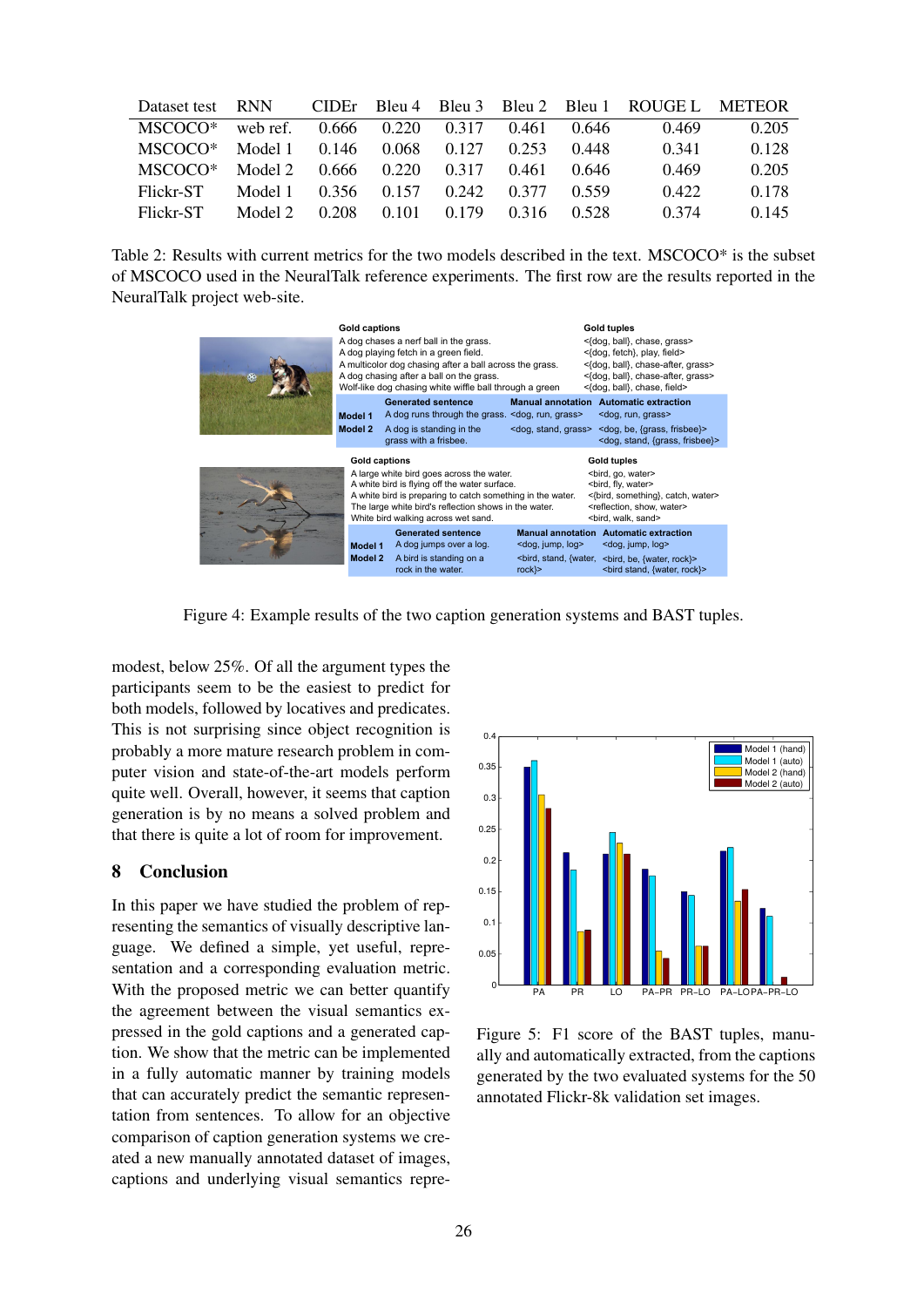| Dataset test | RNN | CIDEr | Bleu 4 | Bleu 3 | Bleu 2 | Bleu 1 | ROUGE L | METEOR |
|---|---|---|---|---|---|---|---|---|
| MSCOCO* | web ref. | 0.666 | 0.220 | 0.317 | 0.461 | 0.646 | 0.469 | 0.205 |
| MSCOCO* | Model 1 | 0.146 | 0.068 | 0.127 | 0.253 | 0.448 | 0.341 | 0.128 |
| MSCOCO* | Model 2 | 0.666 | 0.220 | 0.317 | 0.461 | 0.646 | 0.469 | 0.205 |
| Flickr-ST | Model 1 | 0.356 | 0.157 | 0.242 | 0.377 | 0.559 | 0.422 | 0.178 |
| Flickr-ST | Model 2 | 0.208 | 0.101 | 0.179 | 0.316 | 0.528 | 0.374 | 0.145 |

Table 2: Results with current metrics for the two models described in the text. MSCOCO* is the subset of MSCOCO used in the NeuralTalk reference experiments. The first row are the results reported in the NeuralTalk project web-site.

| Gold captions | | Gold tuples |
|---|---|---|
| A dog chases a nerf ball in the grass. | | <{dog, ball}, chase, grass> |
| A dog playing fetch in a green field. | | <{dog, fetch}, play, field> |
| A multicolor dog chasing after a ball across the grass. | | <{dog, ball}, chase-after, grass> |
| A dog chasing after a ball on the grass. | | <{dog, ball}, chase-after, grass> |
| Wolf-like dog chasing white wiffle ball through a green | | <{dog, ball}, chase, field> |

| | Generated sentence | Manual annotation | Automatic extraction |
|---|---|---|---|
| Model 1 | A dog runs through the grass. | <dog, run, grass> | <dog, run, grass> |
| Model 2 | A dog is standing in the grass with a frisbee. | <dog, stand, grass> | <dog, be, {grass, frisbee}> <dog, stand, {grass, frisbee}> |

| Gold captions | Gold tuples |
|---|---|
| A large white bird goes across the water. | <bird, go, water> |
| A white bird is flying off the water surface. | <bird, fly, water> |
| A white bird is preparing to catch something in the water. | <{bird, something}, catch, water> |
| The large white bird's reflection shows in the water. | <reflection, show, water> |
| White bird walking across wet sand. | <bird, walk, sand> |

| | Generated sentence | Manual annotation | Automatic extraction |
|---|---|---|---|
| Model 1 | A dog jumps over a log. | <dog, jump, log> | <dog, jump, log> |
| Model 2 | A bird is standing on a rock in the water. | <bird, stand, {water, rock}> | <bird, be, {water, rock}> <bird stand, {water, rock}> |

Figure 4: Example results of the two caption generation systems and BAST tuples.

modest, below 25%. Of all the argument types the participants seem to be the easiest to predict for both models, followed by locatives and predicates. This is not surprising since object recognition is probably a more mature research problem in computer vision and state-of-the-art models perform quite well. Overall, however, it seems that caption generation is by no means a solved problem and that there is quite a lot of room for improvement.

## 8 Conclusion

In this paper we have studied the problem of representing the semantics of visually descriptive language. We defined a simple, yet useful, representation and a corresponding evaluation metric. With the proposed metric we can better quantify the agreement between the visual semantics expressed in the gold captions and a generated caption. We show that the metric can be implemented in a fully automatic manner by training models that can accurately predict the semantic representation from sentences. To allow for an objective comparison of caption generation systems we created a new manually annotated dataset of images, captions and underlying visual semantics repre-

Figure 5: F1 score of the BAST tuples, manually and automatically extracted, from the captions generated by the two evaluated systems for the 50 annotated Flickr-8k validation set images.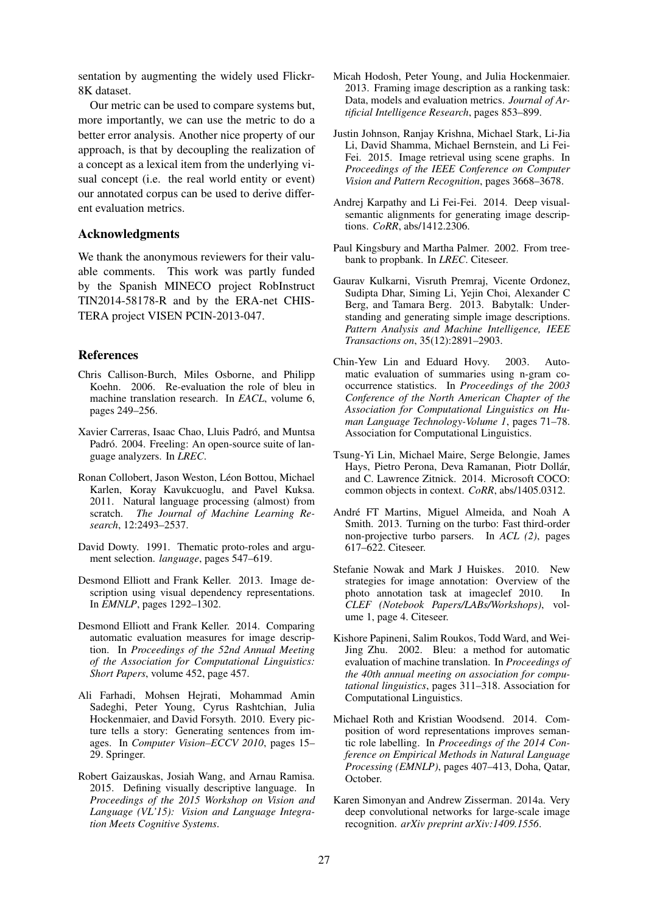sentation by augmenting the widely used Flickr-8K dataset.

Our metric can be used to compare systems but, more importantly, we can use the metric to do a better error analysis. Another nice property of our approach, is that by decoupling the realization of a concept as a lexical item from the underlying visual concept (i.e. the real world entity or event) our annotated corpus can be used to derive different evaluation metrics.

## Acknowledgments

We thank the anonymous reviewers for their valuable comments. This work was partly funded by the Spanish MINECO project RobInstruct TIN2014-58178-R and by the ERA-net CHIS-TERA project VISEN PCIN-2013-047.

## References

Chris Callison-Burch, Miles Osborne, and Philipp Koehn. 2006. Re-evaluation the role of bleu in machine translation research. In *EACL*, volume 6, pages 249–256.

Xavier Carreras, Isaac Chao, Lluis Padró, and Muntsa Padró. 2004. Freeling: An open-source suite of language analyzers. In *LREC*.

Ronan Collobert, Jason Weston, Léon Bottou, Michael Karlen, Koray Kavukcuoglu, and Pavel Kuksa. 2011. Natural language processing (almost) from scratch. *The Journal of Machine Learning Research*, 12:2493–2537.

David Dowty. 1991. Thematic proto-roles and argument selection. *language*, pages 547–619.

Desmond Elliott and Frank Keller. 2013. Image description using visual dependency representations. In *EMNLP*, pages 1292–1302.

Desmond Elliott and Frank Keller. 2014. Comparing automatic evaluation measures for image description. In *Proceedings of the 52nd Annual Meeting of the Association for Computational Linguistics: Short Papers*, volume 452, page 457.

Ali Farhadi, Mohsen Hejrati, Mohammad Amin Sadeghi, Peter Young, Cyrus Rashtchian, Julia Hockenmaier, and David Forsyth. 2010. Every picture tells a story: Generating sentences from images. In *Computer Vision–ECCV 2010*, pages 15–29. Springer.

Robert Gaizauskas, Josiah Wang, and Arnau Ramisa. 2015. Defining visually descriptive language. In *Proceedings of the 2015 Workshop on Vision and Language (VL'15): Vision and Language Integration Meets Cognitive Systems*.

Micah Hodosh, Peter Young, and Julia Hockenmaier. 2013. Framing image description as a ranking task: Data, models and evaluation metrics. *Journal of Artificial Intelligence Research*, pages 853–899.

Justin Johnson, Ranjay Krishna, Michael Stark, Li-Jia Li, David Shamma, Michael Bernstein, and Li Fei-Fei. 2015. Image retrieval using scene graphs. In *Proceedings of the IEEE Conference on Computer Vision and Pattern Recognition*, pages 3668–3678.

Andrej Karpathy and Li Fei-Fei. 2014. Deep visual-semantic alignments for generating image descriptions. *CoRR*, abs/1412.2306.

Paul Kingsbury and Martha Palmer. 2002. From treebank to propbank. In *LREC*. Citeseer.

Gaurav Kulkarni, Visruth Premraj, Vicente Ordonez, Sudipta Dhar, Siming Li, Yejin Choi, Alexander C Berg, and Tamara Berg. 2013. Babytalk: Understanding and generating simple image descriptions. *Pattern Analysis and Machine Intelligence, IEEE Transactions on*, 35(12):2891–2903.

Chin-Yew Lin and Eduard Hovy. 2003. Automatic evaluation of summaries using n-gram co-occurrence statistics. In *Proceedings of the 2003 Conference of the North American Chapter of the Association for Computational Linguistics on Human Language Technology-Volume 1*, pages 71–78. Association for Computational Linguistics.

Tsung-Yi Lin, Michael Maire, Serge Belongie, James Hays, Pietro Perona, Deva Ramanan, Piotr Dollár, and C. Lawrence Zitnick. 2014. Microsoft COCO: common objects in context. *CoRR*, abs/1405.0312.

André FT Martins, Miguel Almeida, and Noah A Smith. 2013. Turning on the turbo: Fast third-order non-projective turbo parsers. In *ACL (2)*, pages 617–622. Citeseer.

Stefanie Nowak and Mark J Huiskes. 2010. New strategies for image annotation: Overview of the photo annotation task at imageclef 2010. In *CLEF (Notebook Papers/LABs/Workshops)*, volume 1, page 4. Citeseer.

Kishore Papineni, Salim Roukos, Todd Ward, and Wei-Jing Zhu. 2002. Bleu: a method for automatic evaluation of machine translation. In *Proceedings of the 40th annual meeting on association for computational linguistics*, pages 311–318. Association for Computational Linguistics.

Michael Roth and Kristian Woodsend. 2014. Composition of word representations improves semantic role labelling. In *Proceedings of the 2014 Conference on Empirical Methods in Natural Language Processing (EMNLP)*, pages 407–413, Doha, Qatar, October.

Karen Simonyan and Andrew Zisserman. 2014a. Very deep convolutional networks for large-scale image recognition. *arXiv preprint arXiv:1409.1556*.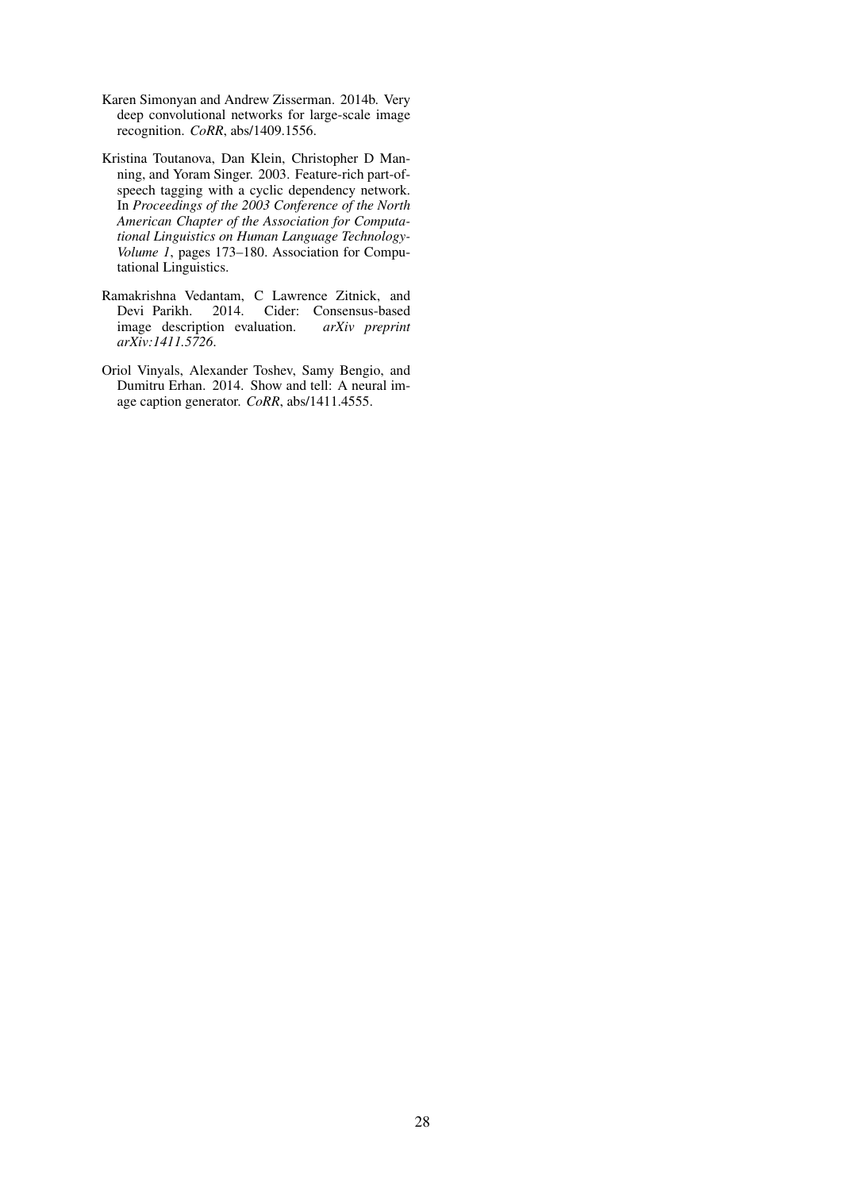Karen Simonyan and Andrew Zisserman. 2014b. Very deep convolutional networks for large-scale image recognition. *CoRR*, abs/1409.1556.

Kristina Toutanova, Dan Klein, Christopher D Manning, and Yoram Singer. 2003. Feature-rich part-of-speech tagging with a cyclic dependency network. In *Proceedings of the 2003 Conference of the North American Chapter of the Association for Computational Linguistics on Human Language Technology-Volume 1*, pages 173–180. Association for Computational Linguistics.

Ramakrishna Vedantam, C Lawrence Zitnick, and Devi Parikh. 2014. Cider: Consensus-based image description evaluation. *arXiv preprint arXiv:1411.5726*.

Oriol Vinyals, Alexander Toshev, Samy Bengio, and Dumitru Erhan. 2014. Show and tell: A neural image caption generator. *CoRR*, abs/1411.4555.